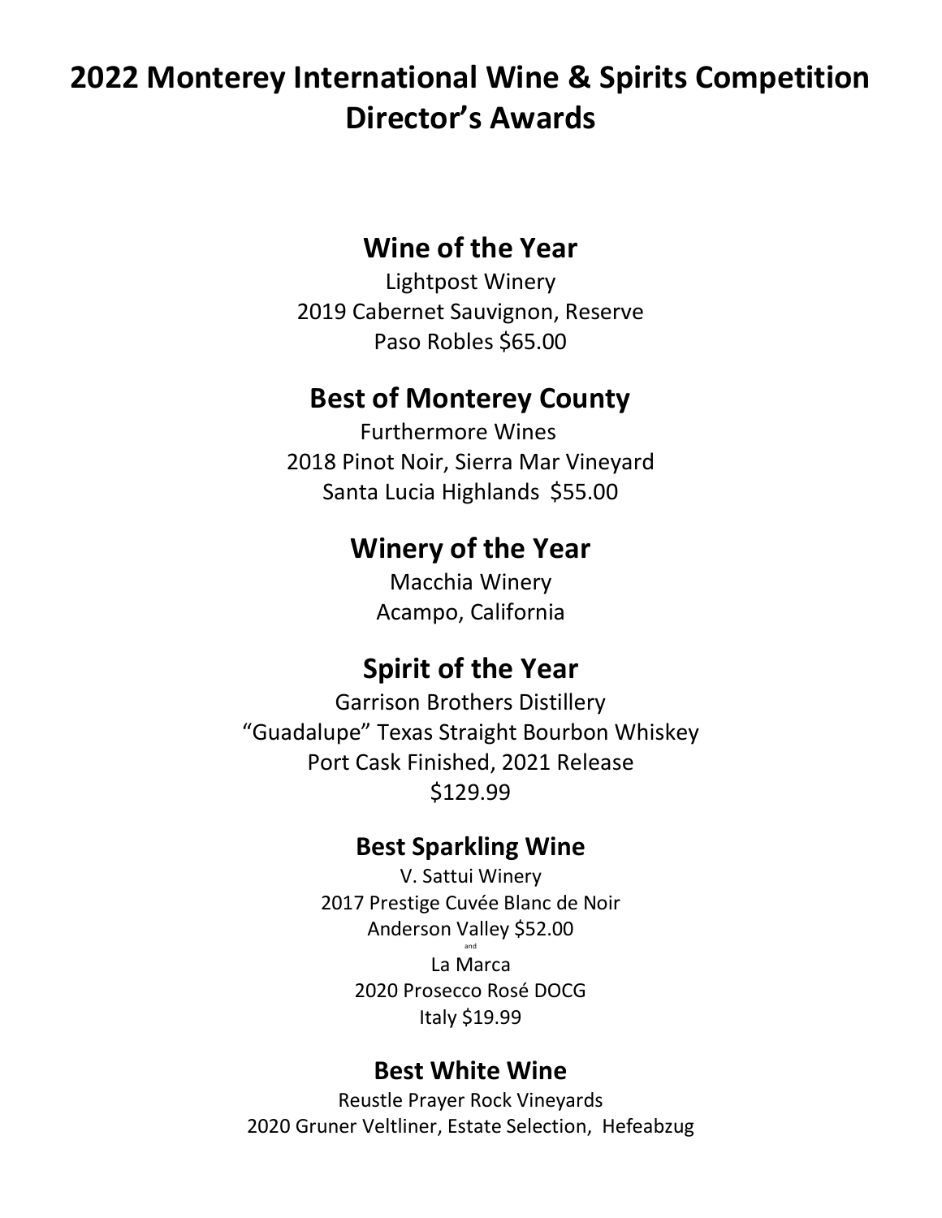# 2022 Monterey International Wine & Spirits Competition Director's Awards

## Wine of the Year

Lightpost Winery
2019 Cabernet Sauvignon, Reserve
Paso Robles $65.00

## Best of Monterey County

Furthermore Wines
2018 Pinot Noir, Sierra Mar Vineyard
Santa Lucia Highlands $55.00

## Winery of the Year

Macchia Winery
Acampo, California

## Spirit of the Year

Garrison Brothers Distillery
"Guadalupe" Texas Straight Bourbon Whiskey
Port Cask Finished, 2021 Release
$129.99

### Best Sparkling Wine

V. Sattui Winery
2017 Prestige Cuvée Blanc de Noir
Anderson Valley $52.00
and
La Marca
2020 Prosecco Rosé DOCG
Italy $19.99

### Best White Wine

Reustle Prayer Rock Vineyards
2020 Gruner Veltliner, Estate Selection, Hefeabzug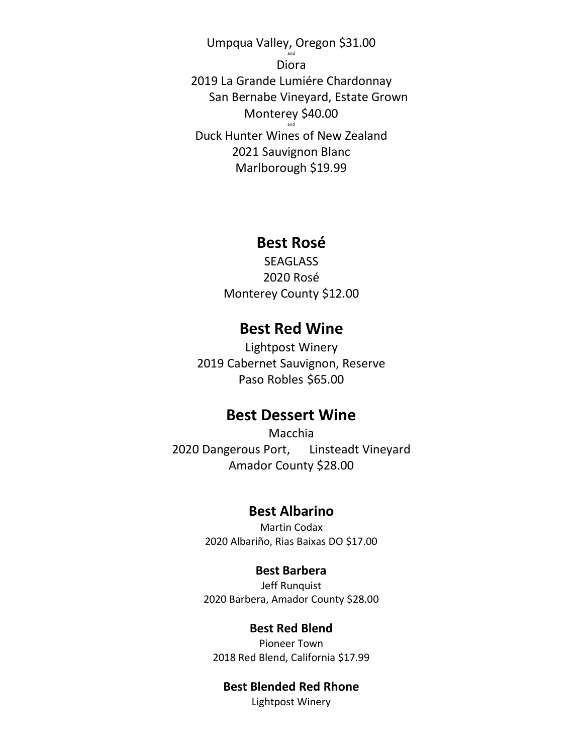Umpqua Valley, Oregon $31.00

and

Diora

2019 La Grande Lumiére Chardonnay

San Bernabe Vineyard, Estate Grown

Monterey $40.00

and

Duck Hunter Wines of New Zealand

2021 Sauvignon Blanc

Marlborough $19.99

## Best Rosé

SEAGLASS

2020 Rosé

Monterey County $12.00

## Best Red Wine

Lightpost Winery

2019 Cabernet Sauvignon, Reserve

Paso Robles $65.00

## Best Dessert Wine

Macchia

2020 Dangerous Port, Linsteadt Vineyard

Amador County $28.00

### Best Albarino

Martin Codax

2020 Albariño, Rias Baixas DO $17.00

### Best Barbera

Jeff Runquist

2020 Barbera, Amador County $28.00

### Best Red Blend

Pioneer Town

2018 Red Blend, California $17.99

### Best Blended Red Rhone

Lightpost Winery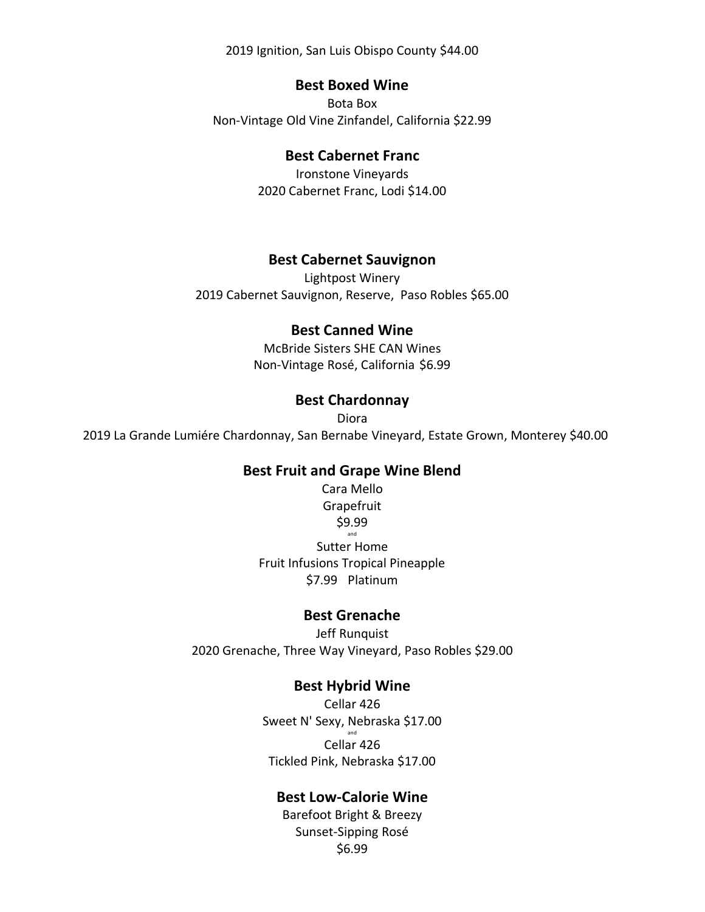2019 Ignition, San Luis Obispo County $44.00

**Best Boxed Wine**

Bota Box
Non-Vintage Old Vine Zinfandel, California $22.99

**Best Cabernet Franc**

Ironstone Vineyards
2020 Cabernet Franc, Lodi $14.00

**Best Cabernet Sauvignon**

Lightpost Winery
2019 Cabernet Sauvignon, Reserve, Paso Robles $65.00

**Best Canned Wine**

McBride Sisters SHE CAN Wines
Non-Vintage Rosé, California $6.99

**Best Chardonnay**

Diora
2019 La Grande Lumiére Chardonnay, San Bernabe Vineyard, Estate Grown, Monterey $40.00

**Best Fruit and Grape Wine Blend**

Cara Mello
Grapefruit
$9.99
and
Sutter Home
Fruit Infusions Tropical Pineapple
$7.99 Platinum

**Best Grenache**

Jeff Runquist
2020 Grenache, Three Way Vineyard, Paso Robles $29.00

**Best Hybrid Wine**

Cellar 426
Sweet N' Sexy, Nebraska $17.00
and
Cellar 426
Tickled Pink, Nebraska $17.00

**Best Low-Calorie Wine**

Barefoot Bright & Breezy
Sunset-Sipping Rosé
$6.99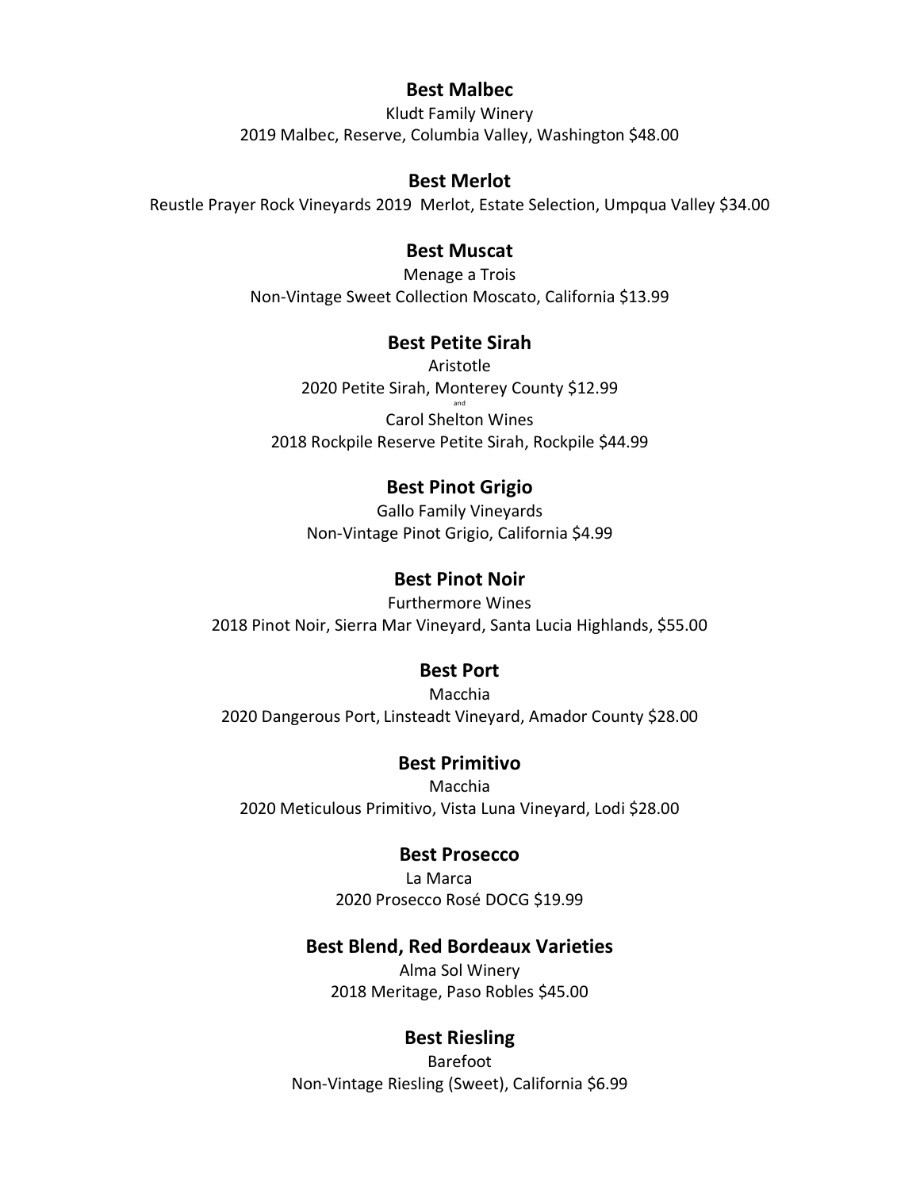**Best Malbec**

Kludt Family Winery
2019 Malbec, Reserve, Columbia Valley, Washington $48.00

**Best Merlot**

Reustle Prayer Rock Vineyards 2019 Merlot, Estate Selection, Umpqua Valley $34.00

**Best Muscat**

Menage a Trois
Non-Vintage Sweet Collection Moscato, California $13.99

**Best Petite Sirah**

Aristotle
2020 Petite Sirah, Monterey County $12.99
and
Carol Shelton Wines
2018 Rockpile Reserve Petite Sirah, Rockpile $44.99

**Best Pinot Grigio**

Gallo Family Vineyards
Non-Vintage Pinot Grigio, California $4.99

**Best Pinot Noir**

Furthermore Wines
2018 Pinot Noir, Sierra Mar Vineyard, Santa Lucia Highlands, $55.00

**Best Port**

Macchia
2020 Dangerous Port, Linsteadt Vineyard, Amador County $28.00

**Best Primitivo**

Macchia
2020 Meticulous Primitivo, Vista Luna Vineyard, Lodi $28.00

**Best Prosecco**

La Marca
2020 Prosecco Rosé DOCG $19.99

**Best Blend, Red Bordeaux Varieties**

Alma Sol Winery
2018 Meritage, Paso Robles $45.00

**Best Riesling**

Barefoot
Non-Vintage Riesling (Sweet), California $6.99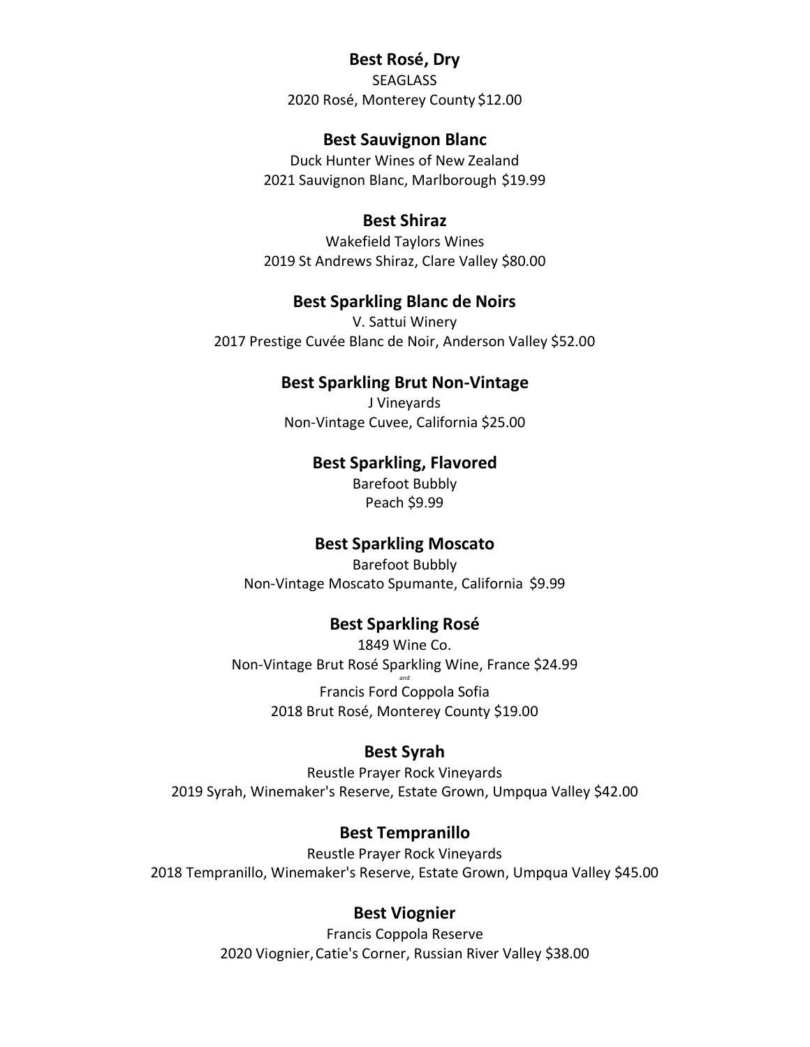### Best Rosé, Dry

SEAGLASS
2020 Rosé, Monterey County $12.00

### Best Sauvignon Blanc

Duck Hunter Wines of New Zealand
2021 Sauvignon Blanc, Marlborough $19.99

### Best Shiraz

Wakefield Taylors Wines
2019 St Andrews Shiraz, Clare Valley $80.00

### Best Sparkling Blanc de Noirs

V. Sattui Winery
2017 Prestige Cuvée Blanc de Noir, Anderson Valley $52.00

### Best Sparkling Brut Non-Vintage

J Vineyards
Non-Vintage Cuvee, California $25.00

### Best Sparkling, Flavored

Barefoot Bubbly
Peach $9.99

### Best Sparkling Moscato

Barefoot Bubbly
Non-Vintage Moscato Spumante, California $9.99

### Best Sparkling Rosé

1849 Wine Co.
Non-Vintage Brut Rosé Sparkling Wine, France $24.99

and

Francis Ford Coppola Sofia
2018 Brut Rosé, Monterey County $19.00

### Best Syrah

Reustle Prayer Rock Vineyards
2019 Syrah, Winemaker's Reserve, Estate Grown, Umpqua Valley $42.00

### Best Tempranillo

Reustle Prayer Rock Vineyards
2018 Tempranillo, Winemaker's Reserve, Estate Grown, Umpqua Valley $45.00

### Best Viognier

Francis Coppola Reserve
2020 Viognier, Catie's Corner, Russian River Valley $38.00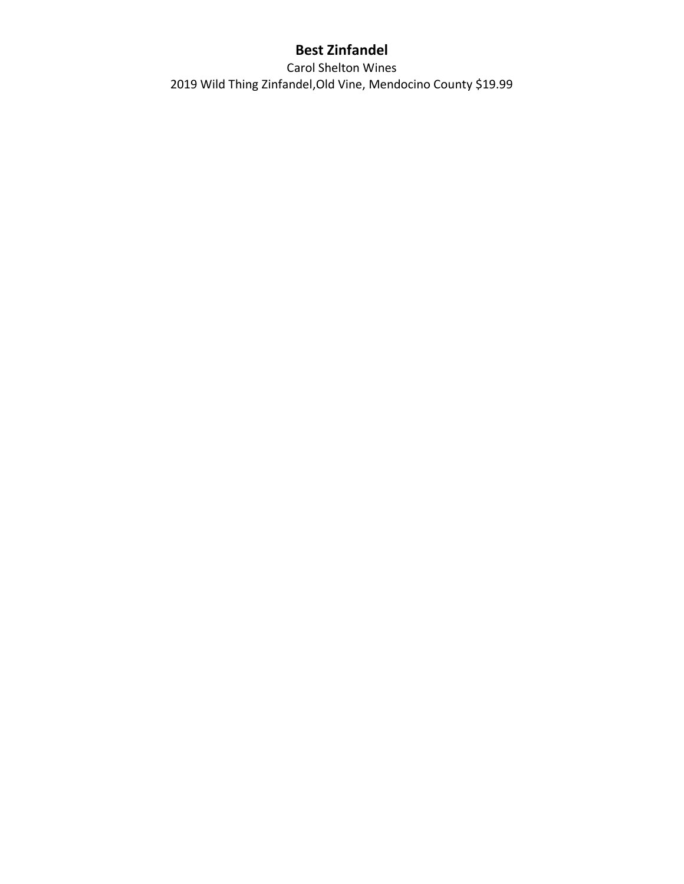**Best Zinfandel**

Carol Shelton Wines

2019 Wild Thing Zinfandel,Old Vine, Mendocino County $19.99